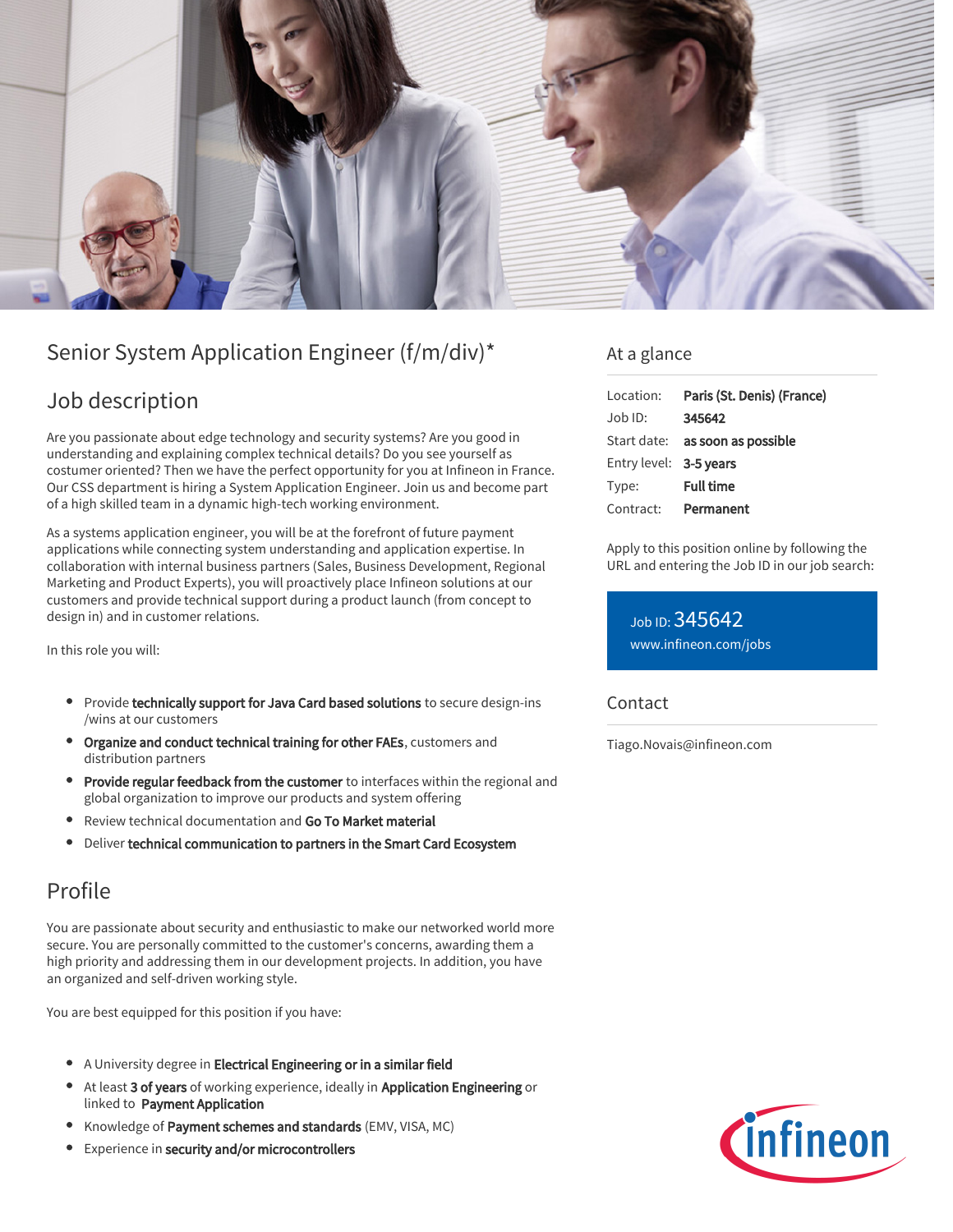# Senior System Application Engineer (f/m/div)*

## Job description

Are you passionate about edge technology and security systems? Are you good in understanding and explaining complex technical details? Do you see yourself as costumer oriented? Then we have the perfect opportunity for you at Infineon in France. Our CSS department is hiring a System Application Engineer. Join us and become part of a high skilled team in a dynamic high-tech working environment.

As a systems application engineer, you will be at the forefront of future payment applications while connecting system understanding and application expertise. In collaboration with internal business partners (Sales, Business Development, Regional Marketing and Product Experts), you will proactively place Infineon solutions at our customers and provide technical support during a product launch (from concept to design in) and in customer relations.

In this role you will:

- Provide **technically support for Java Card based solutions** to secure design-ins /wins at our customers
- **Organize and conduct technical training for other FAEs**, customers and distribution partners
- **Provide regular feedback from the customer** to interfaces within the regional and global organization to improve our products and system offering
- Review technical documentation and **Go To Market material**
- Deliver **technical communication to partners in the Smart Card Ecosystem**

## Profile

You are passionate about security and enthusiastic to make our networked world more secure. You are personally committed to the customer's concerns, awarding them a high priority and addressing them in our development projects. In addition, you have an organized and self-driven working style.

You are best equipped for this position if you have:

- A University degree in **Electrical Engineering or in a similar field**
- At least **3 of years** of working experience, ideally in **Application Engineering** or linked to **Payment Application**
- Knowledge of **Payment schemes and standards** (EMV, VISA, MC)
- Experience in **security and/or microcontrollers**

## At a glance

| | |
|---|---|
| Location: | **Paris (St. Denis) (France)** |
| Job ID: | **345642** |
| Start date: | **as soon as possible** |
| Entry level: | **3-5 years** |
| Type: | **Full time** |
| Contract: | **Permanent** |

Apply to this position online by following the URL and entering the Job ID in our job search:

Job ID: 345642
www.infineon.com/jobs

## Contact

Tiago.Novais@infineon.com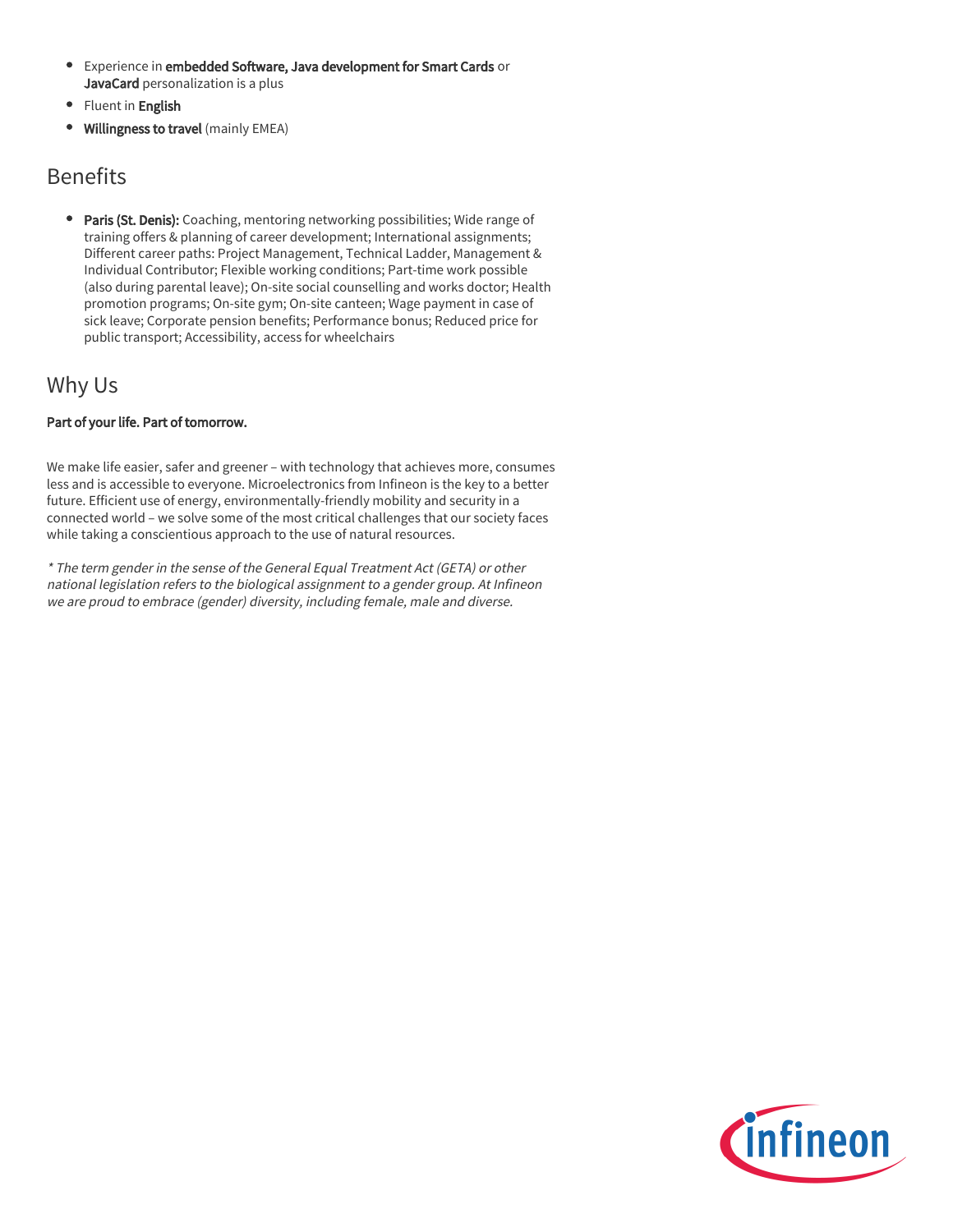- Experience in **embedded Software, Java development for Smart Cards** or **JavaCard** personalization is a plus
- Fluent in **English**
- **Willingness to travel** (mainly EMEA)

## Benefits

- **Paris (St. Denis):** Coaching, mentoring networking possibilities; Wide range of training offers & planning of career development; International assignments; Different career paths: Project Management, Technical Ladder, Management & Individual Contributor; Flexible working conditions; Part-time work possible (also during parental leave); On-site social counselling and works doctor; Health promotion programs; On-site gym; On-site canteen; Wage payment in case of sick leave; Corporate pension benefits; Performance bonus; Reduced price for public transport; Accessibility, access for wheelchairs

## Why Us

**Part of your life. Part of tomorrow.**

We make life easier, safer and greener – with technology that achieves more, consumes less and is accessible to everyone. Microelectronics from Infineon is the key to a better future. Efficient use of energy, environmentally-friendly mobility and security in a connected world – we solve some of the most critical challenges that our society faces while taking a conscientious approach to the use of natural resources.

*\* The term gender in the sense of the General Equal Treatment Act (GETA) or other national legislation refers to the biological assignment to a gender group. At Infineon we are proud to embrace (gender) diversity, including female, male and diverse.*